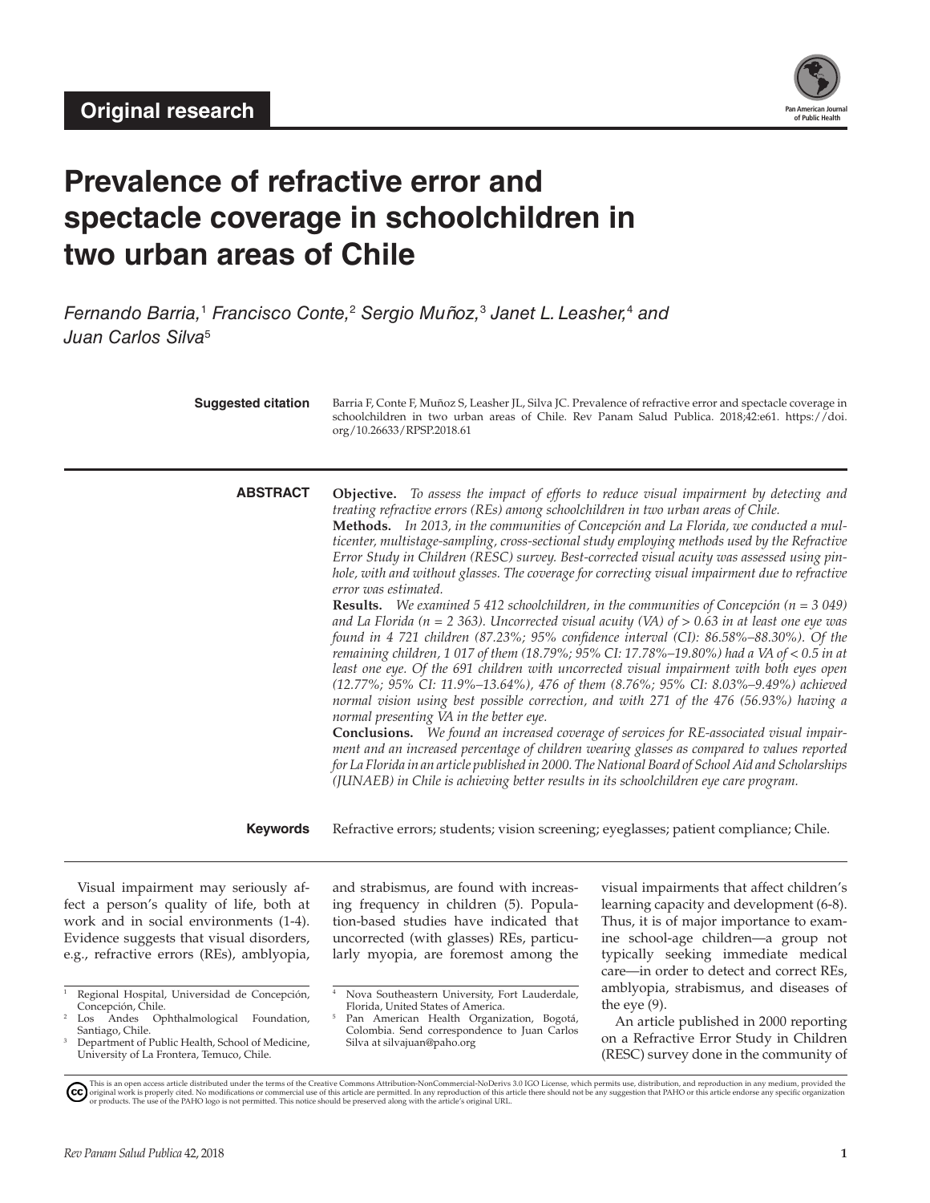Original research

# Prevalence of refractive error and spectacle coverage in schoolchildren in two urban areas of Chile

*Fernando Barria,[1] Francisco Conte,[2] Sergio Muñoz,[3] Janet L. Leasher,[4] and Juan Carlos Silva[5]*

**Suggested citation** Barria F, Conte F, Muñoz S, Leasher JL, Silva JC. Prevalence of refractive error and spectacle coverage in schoolchildren in two urban areas of Chile. Rev Panam Salud Publica. 2018;42:e61. https://doi.org/10.26633/RPSP.2018.61

## ABSTRACT

**Objective.** *To assess the impact of efforts to reduce visual impairment by detecting and treating refractive errors (REs) among schoolchildren in two urban areas of Chile.*

**Methods.** *In 2013, in the communities of Concepción and La Florida, we conducted a multicenter, multistage-sampling, cross-sectional study employing methods used by the Refractive Error Study in Children (RESC) survey. Best-corrected visual acuity was assessed using pinhole, with and without glasses. The coverage for correcting visual impairment due to refractive error was estimated.*

**Results.** *We examined 5 412 schoolchildren, in the communities of Concepción (n = 3 049) and La Florida (n = 2 363). Uncorrected visual acuity (VA) of > 0.63 in at least one eye was found in 4 721 children (87.23%; 95% confidence interval (CI): 86.58%–88.30%). Of the remaining children, 1 017 of them (18.79%; 95% CI: 17.78%–19.80%) had a VA of < 0.5 in at least one eye. Of the 691 children with uncorrected visual impairment with both eyes open (12.77%; 95% CI: 11.9%–13.64%), 476 of them (8.76%; 95% CI: 8.03%–9.49%) achieved normal vision using best possible correction, and with 271 of the 476 (56.93%) having a normal presenting VA in the better eye.*

**Conclusions.** *We found an increased coverage of services for RE-associated visual impairment and an increased percentage of children wearing glasses as compared to values reported for La Florida in an article published in 2000. The National Board of School Aid and Scholarships (JUNAEB) in Chile is achieving better results in its schoolchildren eye care program.*

**Keywords** Refractive errors; students; vision screening; eyeglasses; patient compliance; Chile.

Visual impairment may seriously affect a person's quality of life, both at work and in social environments (1-4). Evidence suggests that visual disorders, e.g., refractive errors (REs), amblyopia, and strabismus, are found with increasing frequency in children (5). Population-based studies have indicated that uncorrected (with glasses) REs, particularly myopia, are foremost among the visual impairments that affect children's learning capacity and development (6-8). Thus, it is of major importance to examine school-age children—a group not typically seeking immediate medical care—in order to detect and correct REs, amblyopia, strabismus, and diseases of the eye (9).

An article published in 2000 reporting on a Refractive Error Study in Children (RESC) survey done in the community of

[1] Regional Hospital, Universidad de Concepción, Concepción, Chile.
[2] Los Andes Ophthalmological Foundation, Santiago, Chile.
[3] Department of Public Health, School of Medicine, University of La Frontera, Temuco, Chile.
[4] Nova Southeastern University, Fort Lauderdale, Florida, United States of America.
[5] Pan American Health Organization, Bogotá, Colombia. Send correspondence to Juan Carlos Silva at silvajuan@paho.org

This is an open access article distributed under the terms of the Creative Commons Attribution-NonCommercial-NoDerivs 3.0 IGO License, which permits use, distribution, and reproduction in any medium, provided the original work is properly cited. No modifications or commercial use of this article are permitted. In any reproduction of this article there should not be any suggestion that PAHO or this article endorse any specific organization or products. The use of the PAHO logo is not permitted. This notice should be preserved along with the article's original URL.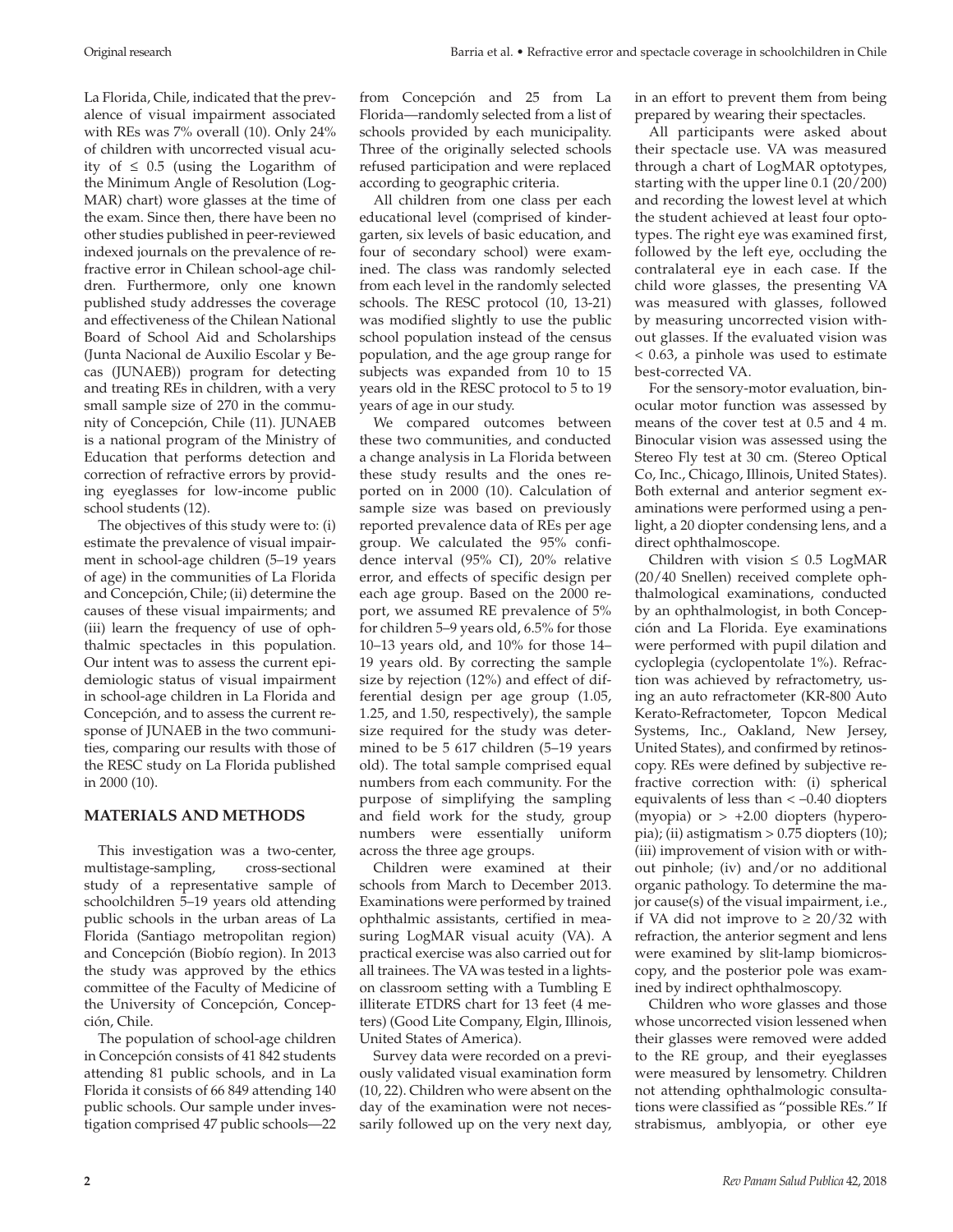La Florida, Chile, indicated that the prevalence of visual impairment associated with REs was 7% overall (10). Only 24% of children with uncorrected visual acuity of ≤ 0.5 (using the Logarithm of the Minimum Angle of Resolution (LogMAR) chart) wore glasses at the time of the exam. Since then, there have been no other studies published in peer-reviewed indexed journals on the prevalence of refractive error in Chilean school-age children. Furthermore, only one known published study addresses the coverage and effectiveness of the Chilean National Board of School Aid and Scholarships (Junta Nacional de Auxilio Escolar y Becas (JUNAEB)) program for detecting and treating REs in children, with a very small sample size of 270 in the community of Concepción, Chile (11). JUNAEB is a national program of the Ministry of Education that performs detection and correction of refractive errors by providing eyeglasses for low-income public school students (12).

The objectives of this study were to: (i) estimate the prevalence of visual impairment in school-age children (5–19 years of age) in the communities of La Florida and Concepción, Chile; (ii) determine the causes of these visual impairments; and (iii) learn the frequency of use of ophthalmic spectacles in this population. Our intent was to assess the current epidemiologic status of visual impairment in school-age children in La Florida and Concepción, and to assess the current response of JUNAEB in the two communities, comparing our results with those of the RESC study on La Florida published in 2000 (10).

## MATERIALS AND METHODS

This investigation was a two-center, multistage-sampling, cross-sectional study of a representative sample of schoolchildren 5–19 years old attending public schools in the urban areas of La Florida (Santiago metropolitan region) and Concepción (Biobío region). In 2013 the study was approved by the ethics committee of the Faculty of Medicine of the University of Concepción, Concepción, Chile.

The population of school-age children in Concepción consists of 41 842 students attending 81 public schools, and in La Florida it consists of 66 849 attending 140 public schools. Our sample under investigation comprised 47 public schools—22 from Concepción and 25 from La Florida—randomly selected from a list of schools provided by each municipality. Three of the originally selected schools refused participation and were replaced according to geographic criteria.

All children from one class per each educational level (comprised of kindergarten, six levels of basic education, and four of secondary school) were examined. The class was randomly selected from each level in the randomly selected schools. The RESC protocol (10, 13-21) was modified slightly to use the public school population instead of the census population, and the age group range for subjects was expanded from 10 to 15 years old in the RESC protocol to 5 to 19 years of age in our study.

We compared outcomes between these two communities, and conducted a change analysis in La Florida between these study results and the ones reported on in 2000 (10). Calculation of sample size was based on previously reported prevalence data of REs per age group. We calculated the 95% confidence interval (95% CI), 20% relative error, and effects of specific design per each age group. Based on the 2000 report, we assumed RE prevalence of 5% for children 5–9 years old, 6.5% for those 10–13 years old, and 10% for those 14–19 years old. By correcting the sample size by rejection (12%) and effect of differential design per age group (1.05, 1.25, and 1.50, respectively), the sample size required for the study was determined to be 5 617 children (5–19 years old). The total sample comprised equal numbers from each community. For the purpose of simplifying the sampling and field work for the study, group numbers were essentially uniform across the three age groups.

Children were examined at their schools from March to December 2013. Examinations were performed by trained ophthalmic assistants, certified in measuring LogMAR visual acuity (VA). A practical exercise was also carried out for all trainees. The VA was tested in a lights-on classroom setting with a Tumbling E illiterate ETDRS chart for 13 feet (4 meters) (Good Lite Company, Elgin, Illinois, United States of America).

Survey data were recorded on a previously validated visual examination form (10, 22). Children who were absent on the day of the examination were not necessarily followed up on the very next day, in an effort to prevent them from being prepared by wearing their spectacles.

All participants were asked about their spectacle use. VA was measured through a chart of LogMAR optotypes, starting with the upper line 0.1 (20/200) and recording the lowest level at which the student achieved at least four optotypes. The right eye was examined first, followed by the left eye, occluding the contralateral eye in each case. If the child wore glasses, the presenting VA was measured with glasses, followed by measuring uncorrected vision without glasses. If the evaluated vision was < 0.63, a pinhole was used to estimate best-corrected VA.

For the sensory-motor evaluation, binocular motor function was assessed by means of the cover test at 0.5 and 4 m. Binocular vision was assessed using the Stereo Fly test at 30 cm. (Stereo Optical Co, Inc., Chicago, Illinois, United States). Both external and anterior segment examinations were performed using a penlight, a 20 diopter condensing lens, and a direct ophthalmoscope.

Children with vision ≤ 0.5 LogMAR (20/40 Snellen) received complete ophthalmological examinations, conducted by an ophthalmologist, in both Concepción and La Florida. Eye examinations were performed with pupil dilation and cycloplegia (cyclopentolate 1%). Refraction was achieved by refractometry, using an auto refractometer (KR-800 Auto Kerato-Refractometer, Topcon Medical Systems, Inc., Oakland, New Jersey, United States), and confirmed by retinoscopy. REs were defined by subjective refractive correction with: (i) spherical equivalents of less than < –0.40 diopters (myopia) or > +2.00 diopters (hyperopia); (ii) astigmatism > 0.75 diopters (10); (iii) improvement of vision with or without pinhole; (iv) and/or no additional organic pathology. To determine the major cause(s) of the visual impairment, i.e., if VA did not improve to ≥ 20/32 with refraction, the anterior segment and lens were examined by slit-lamp biomicroscopy, and the posterior pole was examined by indirect ophthalmoscopy.

Children who wore glasses and those whose uncorrected vision lessened when their glasses were removed were added to the RE group, and their eyeglasses were measured by lensometry. Children not attending ophthalmologic consultations were classified as "possible REs." If strabismus, amblyopia, or other eye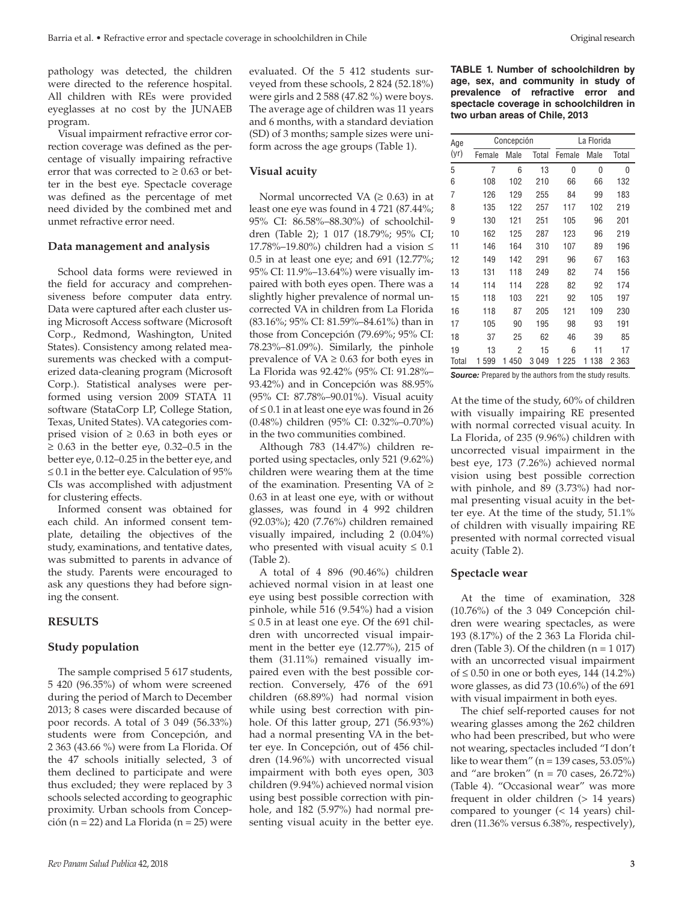pathology was detected, the children were directed to the reference hospital. All children with REs were provided eyeglasses at no cost by the JUNAEB program.

Visual impairment refractive error correction coverage was defined as the percentage of visually impairing refractive error that was corrected to ≥ 0.63 or better in the best eye. Spectacle coverage was defined as the percentage of met need divided by the combined met and unmet refractive error need.

### Data management and analysis

School data forms were reviewed in the field for accuracy and comprehensiveness before computer data entry. Data were captured after each cluster using Microsoft Access software (Microsoft Corp., Redmond, Washington, United States). Consistency among related measurements was checked with a computerized data-cleaning program (Microsoft Corp.). Statistical analyses were performed using version 2009 STATA 11 software (StataCorp LP, College Station, Texas, United States). VA categories comprised vision of ≥ 0.63 in both eyes or ≥ 0.63 in the better eye, 0.32–0.5 in the better eye, 0.12–0.25 in the better eye, and ≤ 0.1 in the better eye. Calculation of 95% CIs was accomplished with adjustment for clustering effects.

Informed consent was obtained for each child. An informed consent template, detailing the objectives of the study, examinations, and tentative dates, was submitted to parents in advance of the study. Parents were encouraged to ask any questions they had before signing the consent.

## RESULTS

### Study population

The sample comprised 5 617 students, 5 420 (96.35%) of whom were screened during the period of March to December 2013; 8 cases were discarded because of poor records. A total of 3 049 (56.33%) students were from Concepción, and 2 363 (43.66 %) were from La Florida. Of the 47 schools initially selected, 3 of them declined to participate and were thus excluded; they were replaced by 3 schools selected according to geographic proximity. Urban schools from Concepción (n = 22) and La Florida (n = 25) were evaluated. Of the 5 412 students surveyed from these schools, 2 824 (52.18%) were girls and 2 588 (47.82 %) were boys. The average age of children was 11 years and 6 months, with a standard deviation (SD) of 3 months; sample sizes were uniform across the age groups (Table 1).

**TABLE 1. Number of schoolchildren by age, sex, and community in study of prevalence of refractive error and spectacle coverage in schoolchildren in two urban areas of Chile, 2013**

| Age (yr) | Concepción | | | La Florida | | |
|---|---|---|---|---|---|---|
| | Female | Male | Total | Female | Male | Total |
| 5 | 7 | 6 | 13 | 0 | 0 | 0 |
| 6 | 108 | 102 | 210 | 66 | 66 | 132 |
| 7 | 126 | 129 | 255 | 84 | 99 | 183 |
| 8 | 135 | 122 | 257 | 117 | 102 | 219 |
| 9 | 130 | 121 | 251 | 105 | 96 | 201 |
| 10 | 162 | 125 | 287 | 123 | 96 | 219 |
| 11 | 146 | 164 | 310 | 107 | 89 | 196 |
| 12 | 149 | 142 | 291 | 96 | 67 | 163 |
| 13 | 131 | 118 | 249 | 82 | 74 | 156 |
| 14 | 114 | 114 | 228 | 82 | 92 | 174 |
| 15 | 118 | 103 | 221 | 92 | 105 | 197 |
| 16 | 118 | 87 | 205 | 121 | 109 | 230 |
| 17 | 105 | 90 | 195 | 98 | 93 | 191 |
| 18 | 37 | 25 | 62 | 46 | 39 | 85 |
| 19 | 13 | 2 | 15 | 6 | 11 | 17 |
| Total | 1 599 | 1 450 | 3 049 | 1 225 | 1 138 | 2 363 |

***Source:*** Prepared by the authors from the study results.

### Visual acuity

Normal uncorrected VA (≥ 0.63) in at least one eye was found in 4 721 (87.44%; 95% CI: 86.58%–88.30%) of schoolchildren (Table 2); 1 017 (18.79%; 95% CI; 17.78%–19.80%) children had a vision ≤ 0.5 in at least one eye; and 691 (12.77%; 95% CI: 11.9%–13.64%) were visually impaired with both eyes open. There was a slightly higher prevalence of normal uncorrected VA in children from La Florida (83.16%; 95% CI: 81.59%–84.61%) than in those from Concepción (79.69%; 95% CI: 78.23%–81.09%). Similarly, the pinhole prevalence of VA ≥ 0.63 for both eyes in La Florida was 92.42% (95% CI: 91.28%–93.42%) and in Concepción was 88.95% (95% CI: 87.78%–90.01%). Visual acuity of ≤ 0.1 in at least one eye was found in 26 (0.48%) children (95% CI: 0.32%–0.70%) in the two communities combined.

Although 783 (14.47%) children reported using spectacles, only 521 (9.62%) children were wearing them at the time of the examination. Presenting VA of ≥ 0.63 in at least one eye, with or without glasses, was found in 4 992 children (92.03%); 420 (7.76%) children remained visually impaired, including 2 (0.04%) who presented with visual acuity ≤ 0.1 (Table 2).

A total of 4 896 (90.46%) children achieved normal vision in at least one eye using best possible correction with pinhole, while 516 (9.54%) had a vision ≤ 0.5 in at least one eye. Of the 691 children with uncorrected visual impairment in the better eye (12.77%), 215 of them (31.11%) remained visually impaired even with the best possible correction. Conversely, 476 of the 691 children (68.89%) had normal vision while using best correction with pinhole. Of this latter group, 271 (56.93%) had a normal presenting VA in the better eye. In Concepción, out of 456 children (14.96%) with uncorrected visual impairment with both eyes open, 303 children (9.94%) achieved normal vision using best possible correction with pinhole, and 182 (5.97%) had normal presenting visual acuity in the better eye. At the time of the study, 60% of children with visually impairing RE presented with normal corrected visual acuity. In La Florida, of 235 (9.96%) children with uncorrected visual impairment in the best eye, 173 (7.26%) achieved normal vision using best possible correction with pinhole, and 89 (3.73%) had normal presenting visual acuity in the better eye. At the time of the study, 51.1% of children with visually impairing RE presented with normal corrected visual acuity (Table 2).

### Spectacle wear

At the time of examination, 328 (10.76%) of the 3 049 Concepción children were wearing spectacles, as were 193 (8.17%) of the 2 363 La Florida children (Table 3). Of the children (n = 1 017) with an uncorrected visual impairment of ≤ 0.50 in one or both eyes, 144 (14.2%) wore glasses, as did 73 (10.6%) of the 691 with visual impairment in both eyes.

The chief self-reported causes for not wearing glasses among the 262 children who had been prescribed, but who were not wearing, spectacles included "I don't like to wear them" (n = 139 cases, 53.05%) and "are broken" (n = 70 cases, 26.72%) (Table 4). "Occasional wear" was more frequent in older children (> 14 years) compared to younger (< 14 years) children (11.36% versus 6.38%, respectively),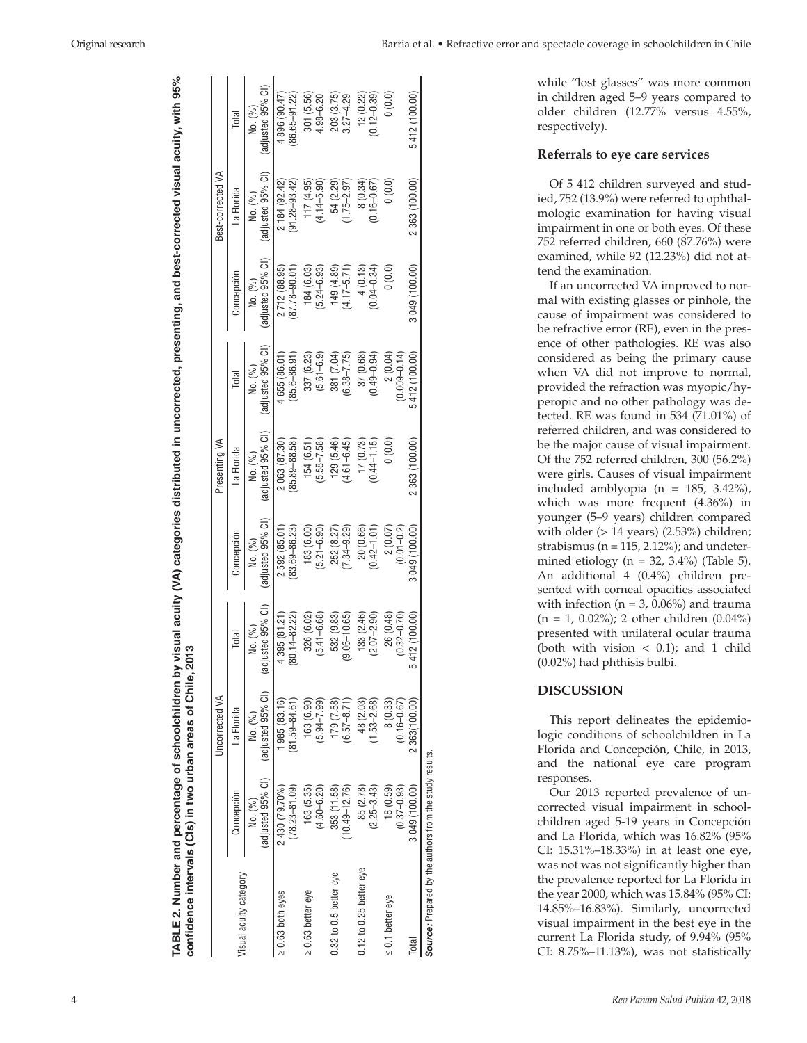**TABLE 2. Number and percentage of schoolchildren by visual acuity (VA) categories distributed in uncorrected, presenting, and best-corrected visual acuity, with 95% confidence intervals (CIs) in two urban areas of Chile, 2013**

| Visual acuity category | Uncorrected VA | | | Presenting VA | | | Best-corrected VA | | |
|---|---|---|---|---|---|---|---|---|---|
| | Concepción | La Florida | Total | Concepción | La Florida | Total | Concepción | La Florida | Total |
| | No. (%) (adjusted 95% CI) | No. (%) (adjusted 95% CI) | No. (%) (adjusted 95% CI) | No. (%) (adjusted 95% CI) | No. (%) (adjusted 95% CI) | No. (%) (adjusted 95% CI) | No. (%) (adjusted 95% CI) | No. (%) (adjusted 95% CI) | No. (%) (adjusted 95% CI) |
| ≥ 0.63 both eyes | 2 430 (79.70%) (78.23–81.09) | 1 985 (83.16) (81.59–84.61) | 4 395 (81.21) (80.14–82.22) | 2 592 (85.01) (83.69–86.23) | 2 063 (87.30) (85.89–88.58) | 4 655 (86.01) (85.6–86.91) | 2 712 (88.95) (87.78–90.01) | 2 184 (92.42) (91.28–93.42) | 4 896 (90.47) (86.65–91.22) |
| ≥ 0.63 better eye | 163 (5.35) (4.60–6.20) | 163 (6.90) (5.94–7.99) | 326 (6.02) (5.41–6.68) | 183 (6.00) (5.21–6.90) | 154 (6.51) (5.58–7.58) | 337 (6.23) (5.61–6.9) | 184 (6.03) (5.24–6.93) | 117 (4.95) (4.14–5.90) | 301 (5.56) 4.98–6.20 |
| 0.32 to 0.5 better eye | 353 (11.58) (10.49–12.76) | 179 (7.58) (6.57–8.71) | 532 (9.83) (9.06–10.65) | 252 (8.27) (7.34–9.29) | 129 (5.46) (4.61–6.45) | 381 (7.04) (6.38–7.75) | 149 (4.89) (4.17–5.71) | 54 (2.29) (1.75–2.97) | 203 (3.75) 3.27–4.29 |
| 0.12 to 0.25 better eye | 85 (2.78) (2.25–3.43) | 48 (2.03) (1.53–2.68) | 133 (2.46) (2.07–2.90) | 20 (0.66) (0.42–1.01) | 17 (0.73) (0.44–1.15) | 37 (0.68) (0.49–0.94) | 4 (0.13) (0.04–0.34) | 8 (0.34) (0.16–0.67) | 12 (0.22) (0.12–0.39) |
| ≤ 0.1 better eye | 18 (0.59) (0.37–0.93) | 8 (0.33) (0.16–0.67) | 26 (0.48) (0.32–0.70) | 2 (0.07) (0.01–0.2) | 0 (0.0) | 2 (0.04) (0.009–0.14) | 0 (0.0) | 0 (0.0) | 0 (0.0) |
| Total | 3 049 (100.00) | 2 363(100.00) | 5 412 (100.00) | 3 049 (100.00) | 2 363 (100.00) | 5 412 (100.00) | 3 049 (100.00) | 2 363 (100.00) | 5 412 (100.00) |

***Source:*** Prepared by the authors from the study results.

while "lost glasses" was more common in children aged 5–9 years compared to older children (12.77% versus 4.55%, respectively).

### Referrals to eye care services

Of 5 412 children surveyed and studied, 752 (13.9%) were referred to ophthalmologic examination for having visual impairment in one or both eyes. Of these 752 referred children, 660 (87.76%) were examined, while 92 (12.23%) did not attend the examination.

If an uncorrected VA improved to normal with existing glasses or pinhole, the cause of impairment was considered to be refractive error (RE), even in the presence of other pathologies. RE was also considered as being the primary cause when VA did not improve to normal, provided the refraction was myopic/hyperopic and no other pathology was detected. RE was found in 534 (71.01%) of referred children, and was considered to be the major cause of visual impairment. Of the 752 referred children, 300 (56.2%) were girls. Causes of visual impairment included amblyopia (n = 185, 3.42%), which was more frequent (4.36%) in younger (5–9 years) children compared with older (> 14 years) (2.53%) children; strabismus (n = 115, 2.12%); and undetermined etiology (n = 32, 3.4%) (Table 5). An additional 4 (0.4%) children presented with corneal opacities associated with infection (n = 3, 0.06%) and trauma (n = 1, 0.02%); 2 other children (0.04%) presented with unilateral ocular trauma (both with vision < 0.1); and 1 child (0.02%) had phthisis bulbi.

## DISCUSSION

This report delineates the epidemiologic conditions of schoolchildren in La Florida and Concepción, Chile, in 2013, and the national eye care program responses.

Our 2013 reported prevalence of uncorrected visual impairment in schoolchildren aged 5-19 years in Concepción and La Florida, which was 16.82% (95% CI: 15.31%–18.33%) in at least one eye, was not was not significantly higher than the prevalence reported for La Florida in the year 2000, which was 15.84% (95% CI: 14.85%–16.83%). Similarly, uncorrected visual impairment in the best eye in the current La Florida study, of 9.94% (95% CI: 8.75%–11.13%), was not statistically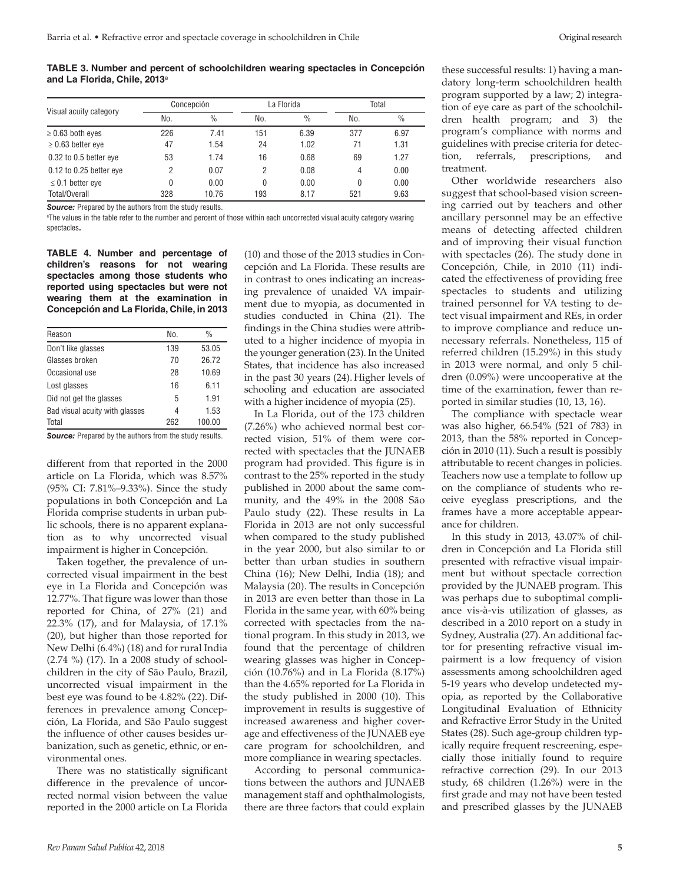**TABLE 3. Number and percent of schoolchildren wearing spectacles in Concepción and La Florida, Chile, 2013**[a]

| Visual acuity category | Concepción | | La Florida | | Total | |
|---|---|---|---|---|---|---|
| | No. | % | No. | % | No. | % |
| ≥ 0.63 both eyes | 226 | 7.41 | 151 | 6.39 | 377 | 6.97 |
| ≥ 0.63 better eye | 47 | 1.54 | 24 | 1.02 | 71 | 1.31 |
| 0.32 to 0.5 better eye | 53 | 1.74 | 16 | 0.68 | 69 | 1.27 |
| 0.12 to 0.25 better eye | 2 | 0.07 | 2 | 0.08 | 4 | 0.00 |
| ≤ 0.1 better eye | 0 | 0.00 | 0 | 0.00 | 0 | 0.00 |
| Total/Overall | 328 | 10.76 | 193 | 8.17 | 521 | 9.63 |

***Source:*** Prepared by the authors from the study results.

[a]The values in the table refer to the number and percent of those within each uncorrected visual acuity category wearing spectacles.

**TABLE 4. Number and percentage of children's reasons for not wearing spectacles among those students who reported using spectacles but were not wearing them at the examination in Concepción and La Florida, Chile, in 2013**

| Reason | No. | % |
|---|---|---|
| Don't like glasses | 139 | 53.05 |
| Glasses broken | 70 | 26.72 |
| Occasional use | 28 | 10.69 |
| Lost glasses | 16 | 6.11 |
| Did not get the glasses | 5 | 1.91 |
| Bad visual acuity with glasses | 4 | 1.53 |
| Total | 262 | 100.00 |

***Source:*** Prepared by the authors from the study results.

different from that reported in the 2000 article on La Florida, which was 8.57% (95% CI: 7.81%–9.33%). Since the study populations in both Concepción and La Florida comprise students in urban public schools, there is no apparent explanation as to why uncorrected visual impairment is higher in Concepción.

Taken together, the prevalence of uncorrected visual impairment in the best eye in La Florida and Concepción was 12.77%. That figure was lower than those reported for China, of 27% (21) and 22.3% (17), and for Malaysia, of 17.1% (20), but higher than those reported for New Delhi (6.4%) (18) and for rural India (2.74 %) (17). In a 2008 study of schoolchildren in the city of São Paulo, Brazil, uncorrected visual impairment in the best eye was found to be 4.82% (22). Differences in prevalence among Concepción, La Florida, and São Paulo suggest the influence of other causes besides urbanization, such as genetic, ethnic, or environmental ones.

There was no statistically significant difference in the prevalence of uncorrected normal vision between the value reported in the 2000 article on La Florida (10) and those of the 2013 studies in Concepción and La Florida. These results are in contrast to ones indicating an increasing prevalence of unaided VA impairment due to myopia, as documented in studies conducted in China (21). The findings in the China studies were attributed to a higher incidence of myopia in the younger generation (23). In the United States, that incidence has also increased in the past 30 years (24). Higher levels of schooling and education are associated with a higher incidence of myopia (25).

In La Florida, out of the 173 children (7.26%) who achieved normal best corrected vision, 51% of them were corrected with spectacles that the JUNAEB program had provided. This figure is in contrast to the 25% reported in the study published in 2000 about the same community, and the 49% in the 2008 São Paulo study (22). These results in La Florida in 2013 are not only successful when compared to the study published in the year 2000, but also similar to or better than urban studies in southern China (16); New Delhi, India (18); and Malaysia (20). The results in Concepción in 2013 are even better than those in La Florida in the same year, with 60% being corrected with spectacles from the national program. In this study in 2013, we found that the percentage of children wearing glasses was higher in Concepción (10.76%) and in La Florida (8.17%) than the 4.65% reported for La Florida in the study published in 2000 (10). This improvement in results is suggestive of increased awareness and higher coverage and effectiveness of the JUNAEB eye care program for schoolchildren, and more compliance in wearing spectacles.

According to personal communications between the authors and JUNAEB management staff and ophthalmologists, there are three factors that could explain these successful results: 1) having a mandatory long-term schoolchildren health program supported by a law; 2) integration of eye care as part of the schoolchildren health program; and 3) the program's compliance with norms and guidelines with precise criteria for detection, referrals, prescriptions, and treatment.

Other worldwide researchers also suggest that school-based vision screening carried out by teachers and other ancillary personnel may be an effective means of detecting affected children and of improving their visual function with spectacles (26). The study done in Concepción, Chile, in 2010 (11) indicated the effectiveness of providing free spectacles to students and utilizing trained personnel for VA testing to detect visual impairment and REs, in order to improve compliance and reduce unnecessary referrals. Nonetheless, 115 of referred children (15.29%) in this study in 2013 were normal, and only 5 children (0.09%) were uncooperative at the time of the examination, fewer than reported in similar studies (10, 13, 16).

The compliance with spectacle wear was also higher, 66.54% (521 of 783) in 2013, than the 58% reported in Concepción in 2010 (11). Such a result is possibly attributable to recent changes in policies. Teachers now use a template to follow up on the compliance of students who receive eyeglass prescriptions, and the frames have a more acceptable appearance for children.

In this study in 2013, 43.07% of children in Concepción and La Florida still presented with refractive visual impairment but without spectacle correction provided by the JUNAEB program. This was perhaps due to suboptimal compliance vis-à-vis utilization of glasses, as described in a 2010 report on a study in Sydney, Australia (27). An additional factor for presenting refractive visual impairment is a low frequency of vision assessments among schoolchildren aged 5-19 years who develop undetected myopia, as reported by the Collaborative Longitudinal Evaluation of Ethnicity and Refractive Error Study in the United States (28). Such age-group children typically require frequent rescreening, especially those initially found to require refractive correction (29). In our 2013 study, 68 children (1.26%) were in the first grade and may not have been tested and prescribed glasses by the JUNAEB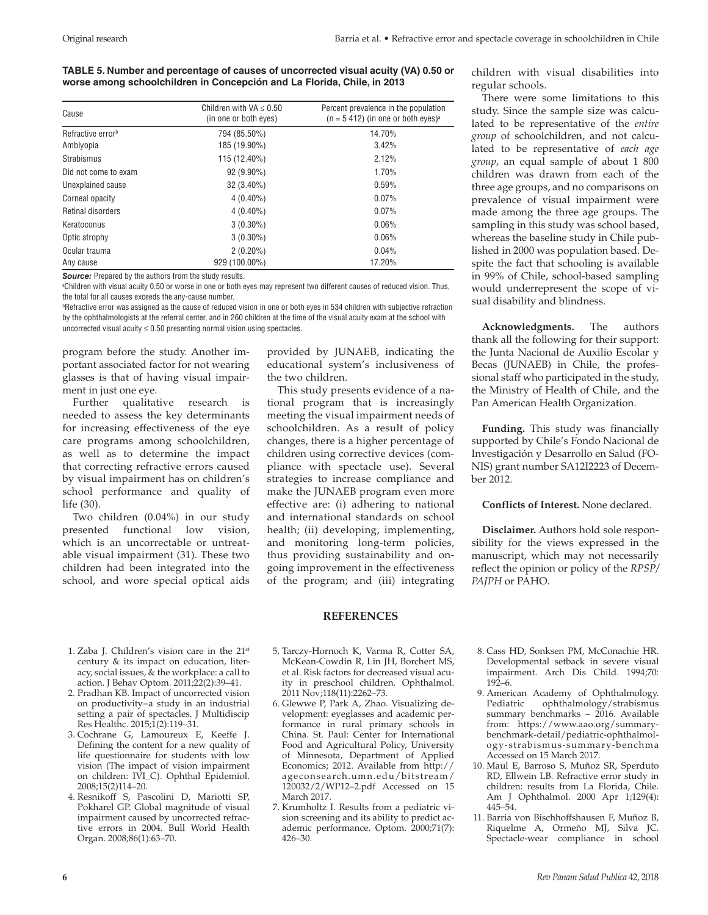**TABLE 5. Number and percentage of causes of uncorrected visual acuity (VA) 0.50 or worse among schoolchildren in Concepción and La Florida, Chile, in 2013**

| Cause | Children with VA ≤ 0.50 (in one or both eyes) | Percent prevalence in the population (n = 5 412) (in one or both eyes)[a] |
|---|---|---|
| Refractive error[b] | 794 (85.50%) | 14.70% |
| Amblyopia | 185 (19.90%) | 3.42% |
| Strabismus | 115 (12.40%) | 2.12% |
| Did not come to exam | 92 (9.90%) | 1.70% |
| Unexplained cause | 32 (3.40%) | 0.59% |
| Corneal opacity | 4 (0.40%) | 0.07% |
| Retinal disorders | 4 (0.40%) | 0.07% |
| Keratoconus | 3 (0.30%) | 0.06% |
| Optic atrophy | 3 (0.30%) | 0.06% |
| Ocular trauma | 2 (0.20%) | 0.04% |
| Any cause | 929 (100.00%) | 17.20% |

***Source:*** Prepared by the authors from the study results.

[a]Children with visual acuity 0.50 or worse in one or both eyes may represent two different causes of reduced vision. Thus, the total for all causes exceeds the any-cause number.

[b]Refractive error was assigned as the cause of reduced vision in one or both eyes in 534 children with subjective refraction by the ophthalmologists at the referral center, and in 260 children at the time of the visual acuity exam at the school with uncorrected visual acuity ≤ 0.50 presenting normal vision using spectacles.

program before the study. Another important associated factor for not wearing glasses is that of having visual impairment in just one eye.

Further qualitative research is needed to assess the key determinants for increasing effectiveness of the eye care programs among schoolchildren, as well as to determine the impact that correcting refractive errors caused by visual impairment has on children's school performance and quality of life (30).

Two children (0.04%) in our study presented functional low vision, which is an uncorrectable or untreatable visual impairment (31). These two children had been integrated into the school, and wore special optical aids provided by JUNAEB, indicating the educational system's inclusiveness of the two children.

This study presents evidence of a national program that is increasingly meeting the visual impairment needs of schoolchildren. As a result of policy changes, there is a higher percentage of children using corrective devices (compliance with spectacle use). Several strategies to increase compliance and make the JUNAEB program even more effective are: (i) adhering to national and international standards on school health; (ii) developing, implementing, and monitoring long-term policies, thus providing sustainability and ongoing improvement in the effectiveness of the program; and (iii) integrating children with visual disabilities into regular schools.

There were some limitations to this study. Since the sample size was calculated to be representative of the *entire group* of schoolchildren, and not calculated to be representative of *each age group*, an equal sample of about 1 800 children was drawn from each of the three age groups, and no comparisons on prevalence of visual impairment were made among the three age groups. The sampling in this study was school based, whereas the baseline study in Chile published in 2000 was population based. Despite the fact that schooling is available in 99% of Chile, school-based sampling would underrepresent the scope of visual disability and blindness.

**Acknowledgments.** The authors thank all the following for their support: the Junta Nacional de Auxilio Escolar y Becas (JUNAEB) in Chile, the professional staff who participated in the study, the Ministry of Health of Chile, and the Pan American Health Organization.

**Funding.** This study was financially supported by Chile's Fondo Nacional de Investigación y Desarrollo en Salud (FONIS) grant number SA12I2223 of December 2012.

**Conflicts of Interest.** None declared.

**Disclaimer.** Authors hold sole responsibility for the views expressed in the manuscript, which may not necessarily reflect the opinion or policy of the *RPSP/PAJPH* or PAHO.

## REFERENCES

1. Zaba J. Children's vision care in the 21st century & its impact on education, literacy, social issues, & the workplace: a call to action. J Behav Optom. 2011;22(2):39–41.
2. Pradhan KB. Impact of uncorrected vision on productivity–a study in an industrial setting a pair of spectacles. J Multidiscip Res Healthc. 2015;1(2):119–31.
3. Cochrane G, Lamoureux E, Keeffe J. Defining the content for a new quality of life questionnaire for students with low vision (The impact of vision impairment on children: IVI_C). Ophthal Epidemiol. 2008;15(2)114–20.
4. Resnikoff S, Pascolini D, Mariotti SP, Pokharel GP. Global magnitude of visual impairment caused by uncorrected refractive errors in 2004. Bull World Health Organ. 2008;86(1):63–70.
5. Tarczy-Hornoch K, Varma R, Cotter SA, McKean-Cowdin R, Lin JH, Borchert MS, et al. Risk factors for decreased visual acuity in preschool children. Ophthalmol. 2011 Nov;118(11):2262–73.
6. Glewwe P, Park A, Zhao. Visualizing development: eyeglasses and academic performance in rural primary schools in China. St. Paul: Center for International Food and Agricultural Policy, University of Minnesota, Department of Applied Economics; 2012. Available from http://ageconsearch.umn.edu/bitstream/120032/2/WP12–2.pdf Accessed on 15 March 2017.
7. Krumholtz I. Results from a pediatric vision screening and its ability to predict academic performance. Optom. 2000;71(7): 426–30.
8. Cass HD, Sonksen PM, McConachie HR. Developmental setback in severe visual impairment. Arch Dis Child. 1994;70: 192–6.
9. American Academy of Ophthalmology. Pediatric ophthalmology/strabismus summary benchmarks – 2016. Available from: https://www.aao.org/summary-benchmark-detail/pediatric-ophthalmology-strabismus-summary-benchma Accessed on 15 March 2017.
10. Maul E, Barroso S, Muñoz SR, Sperduto RD, Ellwein LB. Refractive error study in children: results from La Florida, Chile. Am J Ophthalmol. 2000 Apr 1;129(4): 445–54.
11. Barria von Bischhoffshausen F, Muñoz B, Riquelme A, Ormeño MJ, Silva JC. Spectacle-wear compliance in school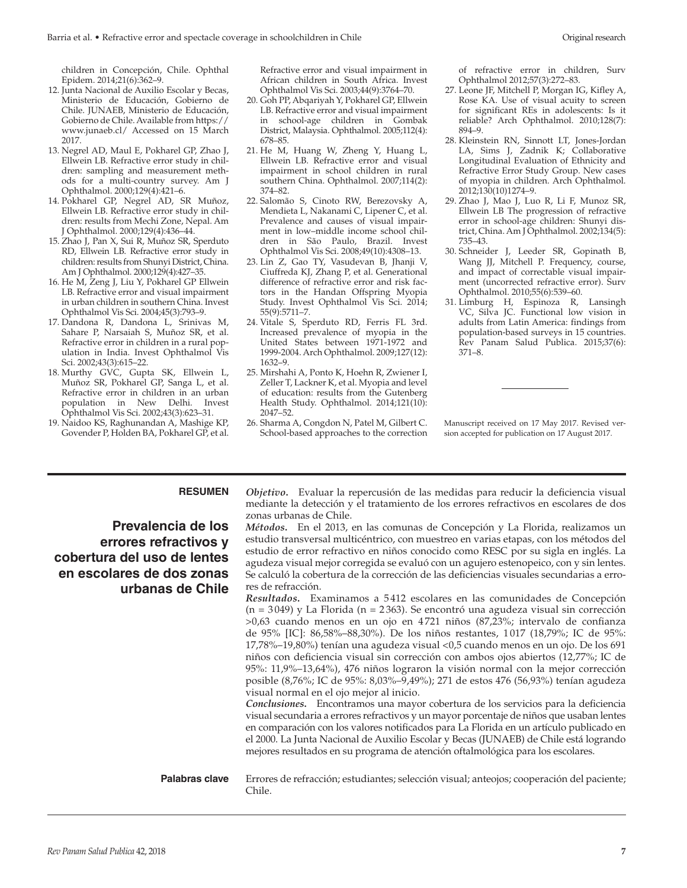children in Concepción, Chile. Ophthal Epidem. 2014;21(6):362–9.

12. Junta Nacional de Auxilio Escolar y Becas, Ministerio de Educación, Gobierno de Chile. JUNAEB, Ministerio de Educación, Gobierno de Chile. Available from https://www.junaeb.cl/ Accessed on 15 March 2017.
13. Negrel AD, Maul E, Pokharel GP, Zhao J, Ellwein LB. Refractive error study in children: sampling and measurement methods for a multi-country survey. Am J Ophthalmol. 2000;129(4):421–6.
14. Pokharel GP, Negrel AD, SR Muñoz, Ellwein LB. Refractive error study in children: results from Mechi Zone, Nepal. Am J Ophthalmol. 2000;129(4):436–44.
15. Zhao J, Pan X, Sui R, Muñoz SR, Sperduto RD, Ellwein LB. Refractive error study in children: results from Shunyi District, China. Am J Ophthalmol. 2000;129(4):427–35.
16. He M, Zeng J, Liu Y, Pokharel GP Ellwein LB. Refractive error and visual impairment in urban children in southern China. Invest Ophthalmol Vis Sci. 2004;45(3):793–9.
17. Dandona R, Dandona L, Srinivas M, Sahare P, Narsaiah S, Muñoz SR, et al. Refractive error in children in a rural population in India. Invest Ophthalmol Vis Sci. 2002;43(3):615–22.
18. Murthy GVC, Gupta SK, Ellwein L, Muñoz SR, Pokharel GP, Sanga L, et al. Refractive error in children in an urban population in New Delhi. Invest Ophthalmol Vis Sci. 2002;43(3):623–31.
19. Naidoo KS, Raghunandan A, Mashige KP, Govender P, Holden BA, Pokharel GP, et al. Refractive error and visual impairment in African children in South Africa. Invest Ophthalmol Vis Sci. 2003;44(9):3764–70.
20. Goh PP, Abqariyah Y, Pokharel GP, Ellwein LB. Refractive error and visual impairment in school-age children in Gombak District, Malaysia. Ophthalmol. 2005;112(4): 678–85.
21. He M, Huang W, Zheng Y, Huang L, Ellwein LB. Refractive error and visual impairment in school children in rural southern China. Ophthalmol. 2007;114(2): 374–82.
22. Salomão S, Cinoto RW, Berezovsky A, Mendieta L, Nakanami C, Lipener C, et al. Prevalence and causes of visual impairment in low–middle income school children in São Paulo, Brazil. Invest Ophthalmol Vis Sci. 2008;49(10):4308–13.
23. Lin Z, Gao TY, Vasudevan B, Jhanji V, Ciuffreda KJ, Zhang P, et al. Generational difference of refractive error and risk factors in the Handan Offspring Myopia Study. Invest Ophthalmol Vis Sci. 2014; 55(9):5711–7.
24. Vitale S, Sperduto RD, Ferris FL 3rd. Increased prevalence of myopia in the United States between 1971-1972 and 1999-2004. Arch Ophthalmol. 2009;127(12): 1632–9.
25. Mirshahi A, Ponto K, Hoehn R, Zwiener I, Zeller T, Lackner K, et al. Myopia and level of education: results from the Gutenberg Health Study. Ophthalmol. 2014;121(10): 2047–52.
26. Sharma A, Congdon N, Patel M, Gilbert C. School-based approaches to the correction of refractive error in children, Surv Ophthalmol 2012;57(3):272–83.
27. Leone JF, Mitchell P, Morgan IG, Kifley A, Rose KA. Use of visual acuity to screen for significant REs in adolescents: Is it reliable? Arch Ophthalmol. 2010;128(7): 894–9.
28. Kleinstein RN, Sinnott LT, Jones-Jordan LA, Sims J, Zadnik K; Collaborative Longitudinal Evaluation of Ethnicity and Refractive Error Study Group. New cases of myopia in children. Arch Ophthalmol. 2012;130(10)1274–9.
29. Zhao J, Mao J, Luo R, Li F, Munoz SR, Ellwein LB The progression of refractive error in school-age children: Shunyi district, China. Am J Ophthalmol. 2002;134(5): 735–43.
30. Schneider J, Leeder SR, Gopinath B, Wang JJ, Mitchell P. Frequency, course, and impact of correctable visual impairment (uncorrected refractive error). Surv Ophthalmol. 2010;55(6):539–60.
31. Limburg H, Espinoza R, Lansingh VC, Silva JC. Functional low vision in adults from Latin America: findings from population-based surveys in 15 countries. Rev Panam Salud Publica. 2015;37(6): 371–8.

---

Manuscript received on 17 May 2017. Revised version accepted for publication on 17 August 2017.

---

**RESUMEN**

## Prevalencia de los errores refractivos y cobertura del uso de lentes en escolares de dos zonas urbanas de Chile

***Objetivo.*** Evaluar la repercusión de las medidas para reducir la deficiencia visual mediante la detección y el tratamiento de los errores refractivos en escolares de dos zonas urbanas de Chile.

***Métodos.*** En el 2013, en las comunas de Concepción y La Florida, realizamos un estudio transversal multicéntrico, con muestreo en varias etapas, con los métodos del estudio de error refractivo en niños conocido como RESC por su sigla en inglés. La agudeza visual mejor corregida se evaluó con un agujero estenopeico, con y sin lentes. Se calculó la cobertura de la corrección de las deficiencias visuales secundarias a errores de refracción.

***Resultados.*** Examinamos a 5 412 escolares en las comunidades de Concepción (n = 3 049) y La Florida (n = 2 363). Se encontró una agudeza visual sin corrección >0,63 cuando menos en un ojo en 4 721 niños (87,23%; intervalo de confianza de 95% [IC]: 86,58%–88,30%). De los niños restantes, 1 017 (18,79%; IC de 95%: 17,78%–19,80%) tenían una agudeza visual <0,5 cuando menos en un ojo. De los 691 niños con deficiencia visual sin corrección con ambos ojos abiertos (12,77%; IC de 95%: 11,9%–13,64%), 476 niños lograron la visión normal con la mejor corrección posible (8,76%; IC de 95%: 8,03%–9,49%); 271 de estos 476 (56,93%) tenían agudeza visual normal en el ojo mejor al inicio.

***Conclusiones.*** Encontramos una mayor cobertura de los servicios para la deficiencia visual secundaria a errores refractivos y un mayor porcentaje de niños que usaban lentes en comparación con los valores notificados para La Florida en un artículo publicado en el 2000. La Junta Nacional de Auxilio Escolar y Becas (JUNAEB) de Chile está logrando mejores resultados en su programa de atención oftalmológica para los escolares.

**Palabras clave** Errores de refracción; estudiantes; selección visual; anteojos; cooperación del paciente; Chile.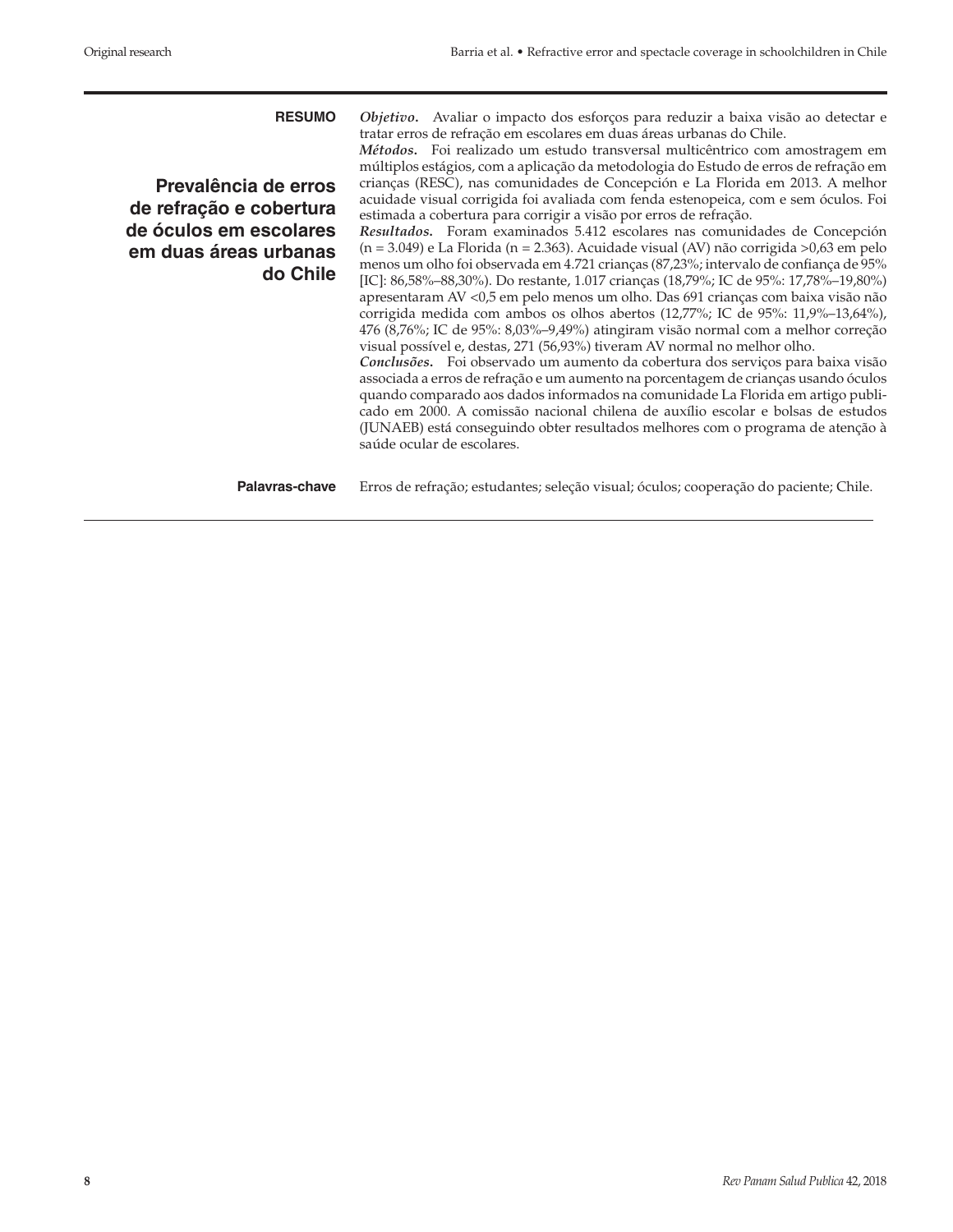## RESUMO

### Prevalência de erros de refração e cobertura de óculos em escolares em duas áreas urbanas do Chile

***Objetivo.*** Avaliar o impacto dos esforços para reduzir a baixa visão ao detectar e tratar erros de refração em escolares em duas áreas urbanas do Chile.

***Métodos.*** Foi realizado um estudo transversal multicêntrico com amostragem em múltiplos estágios, com a aplicação da metodologia do Estudo de erros de refração em crianças (RESC), nas comunidades de Concepción e La Florida em 2013. A melhor acuidade visual corrigida foi avaliada com fenda estenopeica, com e sem óculos. Foi estimada a cobertura para corrigir a visão por erros de refração.

***Resultados.*** Foram examinados 5.412 escolares nas comunidades de Concepción (n = 3.049) e La Florida (n = 2.363). Acuidade visual (AV) não corrigida >0,63 em pelo menos um olho foi observada em 4.721 crianças (87,23%; intervalo de confiança de 95% [IC]: 86,58%–88,30%). Do restante, 1.017 crianças (18,79%; IC de 95%: 17,78%–19,80%) apresentaram AV <0,5 em pelo menos um olho. Das 691 crianças com baixa visão não corrigida medida com ambos os olhos abertos (12,77%; IC de 95%: 11,9%–13,64%), 476 (8,76%; IC de 95%: 8,03%–9,49%) atingiram visão normal com a melhor correção visual possível e, destas, 271 (56,93%) tiveram AV normal no melhor olho.

***Conclusões.*** Foi observado um aumento da cobertura dos serviços para baixa visão associada a erros de refração e um aumento na porcentagem de crianças usando óculos quando comparado aos dados informados na comunidade La Florida em artigo publicado em 2000. A comissão nacional chilena de auxílio escolar e bolsas de estudos (JUNAEB) está conseguindo obter resultados melhores com o programa de atenção à saúde ocular de escolares.

**Palavras-chave** Erros de refração; estudantes; seleção visual; óculos; cooperação do paciente; Chile.